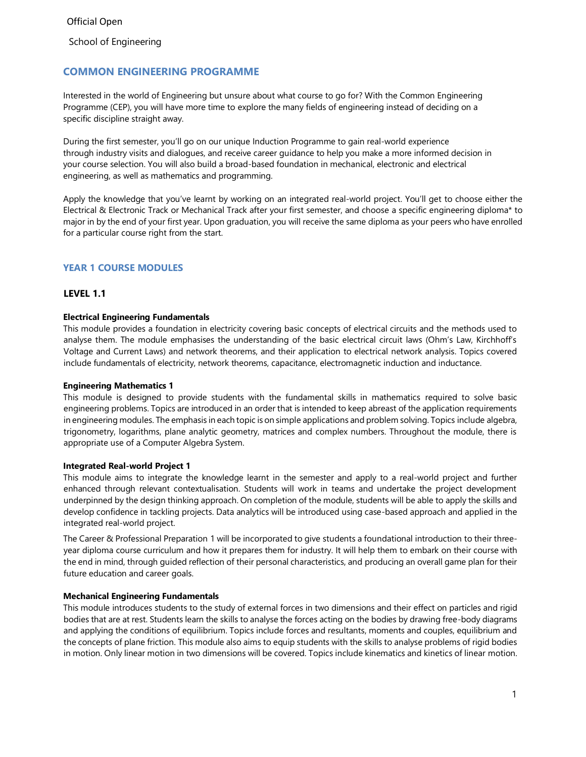Official Open

School of Engineering

## COMMON ENGINEERING PROGRAMME

Interested in the world of Engineering but unsure about what course to go for? With the Common Engineering Programme (CEP), you will have more time to explore the many fields of engineering instead of deciding on a specific discipline straight away.

During the first semester, you'll go on our unique Induction Programme to gain real-world experience through industry visits and dialogues, and receive career guidance to help you make a more informed decision in your course selection. You will also build a broad-based foundation in mechanical, electronic and electrical engineering, as well as mathematics and programming.

Apply the knowledge that you've learnt by working on an integrated real-world project. You'll get to choose either the Electrical & Electronic Track or Mechanical Track after your first semester, and choose a specific engineering diploma* to major in by the end of your first year. Upon graduation, you will receive the same diploma as your peers who have enrolled for a particular course right from the start.

## YEAR 1 COURSE MODULES

### LEVEL 1.1

**Electrical Engineering Fundamentals**

This module provides a foundation in electricity covering basic concepts of electrical circuits and the methods used to analyse them. The module emphasises the understanding of the basic electrical circuit laws (Ohm's Law, Kirchhoff's Voltage and Current Laws) and network theorems, and their application to electrical network analysis. Topics covered include fundamentals of electricity, network theorems, capacitance, electromagnetic induction and inductance.

**Engineering Mathematics 1**

This module is designed to provide students with the fundamental skills in mathematics required to solve basic engineering problems. Topics are introduced in an order that is intended to keep abreast of the application requirements in engineering modules. The emphasis in each topic is on simple applications and problem solving. Topics include algebra, trigonometry, logarithms, plane analytic geometry, matrices and complex numbers. Throughout the module, there is appropriate use of a Computer Algebra System.

**Integrated Real-world Project 1**

This module aims to integrate the knowledge learnt in the semester and apply to a real-world project and further enhanced through relevant contextualisation. Students will work in teams and undertake the project development underpinned by the design thinking approach. On completion of the module, students will be able to apply the skills and develop confidence in tackling projects. Data analytics will be introduced using case-based approach and applied in the integrated real-world project.

The Career & Professional Preparation 1 will be incorporated to give students a foundational introduction to their three-year diploma course curriculum and how it prepares them for industry. It will help them to embark on their course with the end in mind, through guided reflection of their personal characteristics, and producing an overall game plan for their future education and career goals.

**Mechanical Engineering Fundamentals**

This module introduces students to the study of external forces in two dimensions and their effect on particles and rigid bodies that are at rest. Students learn the skills to analyse the forces acting on the bodies by drawing free-body diagrams and applying the conditions of equilibrium. Topics include forces and resultants, moments and couples, equilibrium and the concepts of plane friction. This module also aims to equip students with the skills to analyse problems of rigid bodies in motion. Only linear motion in two dimensions will be covered. Topics include kinematics and kinetics of linear motion.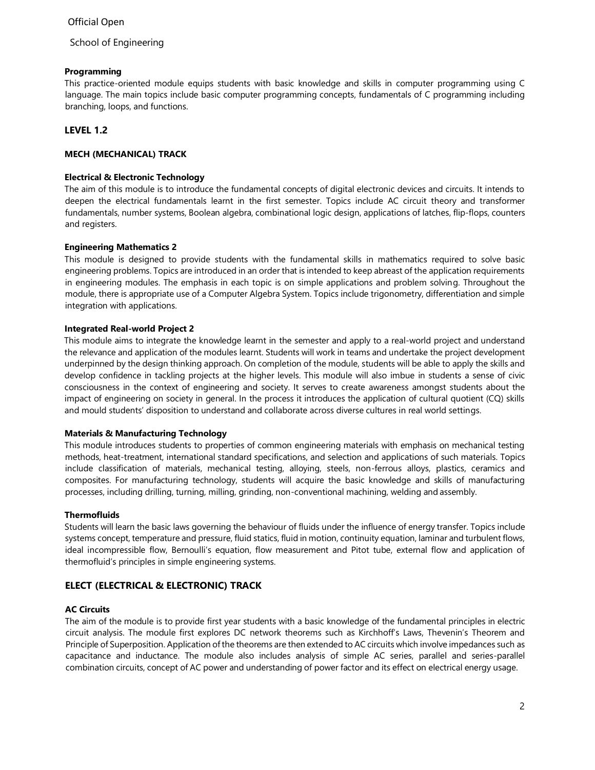### Programming

This practice-oriented module equips students with basic knowledge and skills in computer programming using C language. The main topics include basic computer programming concepts, fundamentals of C programming including branching, loops, and functions.

## LEVEL 1.2

### MECH (MECHANICAL) TRACK

#### Electrical & Electronic Technology

The aim of this module is to introduce the fundamental concepts of digital electronic devices and circuits. It intends to deepen the electrical fundamentals learnt in the first semester. Topics include AC circuit theory and transformer fundamentals, number systems, Boolean algebra, combinational logic design, applications of latches, flip-flops, counters and registers.

#### Engineering Mathematics 2

This module is designed to provide students with the fundamental skills in mathematics required to solve basic engineering problems. Topics are introduced in an order that is intended to keep abreast of the application requirements in engineering modules. The emphasis in each topic is on simple applications and problem solving. Throughout the module, there is appropriate use of a Computer Algebra System. Topics include trigonometry, differentiation and simple integration with applications.

#### Integrated Real-world Project 2

This module aims to integrate the knowledge learnt in the semester and apply to a real-world project and understand the relevance and application of the modules learnt. Students will work in teams and undertake the project development underpinned by the design thinking approach. On completion of the module, students will be able to apply the skills and develop confidence in tackling projects at the higher levels. This module will also imbue in students a sense of civic consciousness in the context of engineering and society. It serves to create awareness amongst students about the impact of engineering on society in general. In the process it introduces the application of cultural quotient (CQ) skills and mould students' disposition to understand and collaborate across diverse cultures in real world settings.

#### Materials & Manufacturing Technology

This module introduces students to properties of common engineering materials with emphasis on mechanical testing methods, heat-treatment, international standard specifications, and selection and applications of such materials. Topics include classification of materials, mechanical testing, alloying, steels, non-ferrous alloys, plastics, ceramics and composites. For manufacturing technology, students will acquire the basic knowledge and skills of manufacturing processes, including drilling, turning, milling, grinding, non-conventional machining, welding and assembly.

#### Thermofluids

Students will learn the basic laws governing the behaviour of fluids under the influence of energy transfer. Topics include systems concept, temperature and pressure, fluid statics, fluid in motion, continuity equation, laminar and turbulent flows, ideal incompressible flow, Bernoulli's equation, flow measurement and Pitot tube, external flow and application of thermofluid's principles in simple engineering systems.

### ELECT (ELECTRICAL & ELECTRONIC) TRACK

#### AC Circuits

The aim of the module is to provide first year students with a basic knowledge of the fundamental principles in electric circuit analysis. The module first explores DC network theorems such as Kirchhoff's Laws, Thevenin's Theorem and Principle of Superposition. Application of the theorems are then extended to AC circuits which involve impedances such as capacitance and inductance. The module also includes analysis of simple AC series, parallel and series-parallel combination circuits, concept of AC power and understanding of power factor and its effect on electrical energy usage.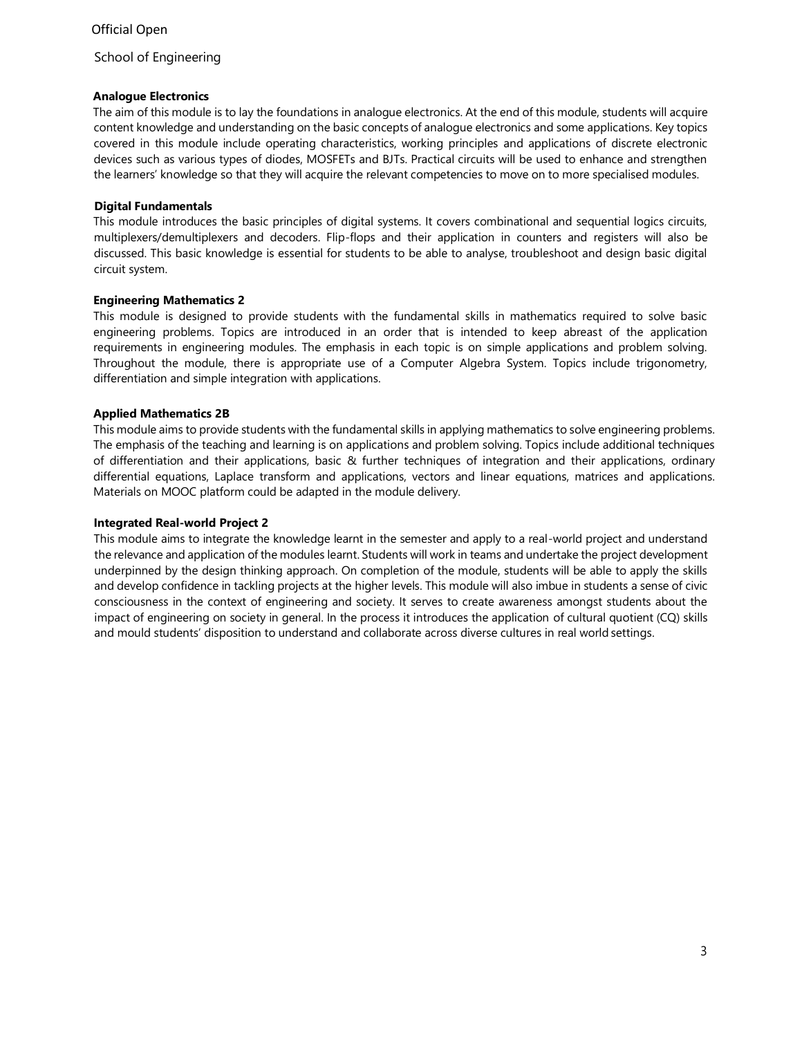### Analogue Electronics

The aim of this module is to lay the foundations in analogue electronics. At the end of this module, students will acquire content knowledge and understanding on the basic concepts of analogue electronics and some applications. Key topics covered in this module include operating characteristics, working principles and applications of discrete electronic devices such as various types of diodes, MOSFETs and BJTs. Practical circuits will be used to enhance and strengthen the learners' knowledge so that they will acquire the relevant competencies to move on to more specialised modules.

### Digital Fundamentals

This module introduces the basic principles of digital systems. It covers combinational and sequential logics circuits, multiplexers/demultiplexers and decoders. Flip-flops and their application in counters and registers will also be discussed. This basic knowledge is essential for students to be able to analyse, troubleshoot and design basic digital circuit system.

### Engineering Mathematics 2

This module is designed to provide students with the fundamental skills in mathematics required to solve basic engineering problems. Topics are introduced in an order that is intended to keep abreast of the application requirements in engineering modules. The emphasis in each topic is on simple applications and problem solving. Throughout the module, there is appropriate use of a Computer Algebra System. Topics include trigonometry, differentiation and simple integration with applications.

### Applied Mathematics 2B

This module aims to provide students with the fundamental skills in applying mathematics to solve engineering problems. The emphasis of the teaching and learning is on applications and problem solving. Topics include additional techniques of differentiation and their applications, basic & further techniques of integration and their applications, ordinary differential equations, Laplace transform and applications, vectors and linear equations, matrices and applications. Materials on MOOC platform could be adapted in the module delivery.

### Integrated Real-world Project 2

This module aims to integrate the knowledge learnt in the semester and apply to a real-world project and understand the relevance and application of the modules learnt. Students will work in teams and undertake the project development underpinned by the design thinking approach. On completion of the module, students will be able to apply the skills and develop confidence in tackling projects at the higher levels. This module will also imbue in students a sense of civic consciousness in the context of engineering and society. It serves to create awareness amongst students about the impact of engineering on society in general. In the process it introduces the application of cultural quotient (CQ) skills and mould students' disposition to understand and collaborate across diverse cultures in real world settings.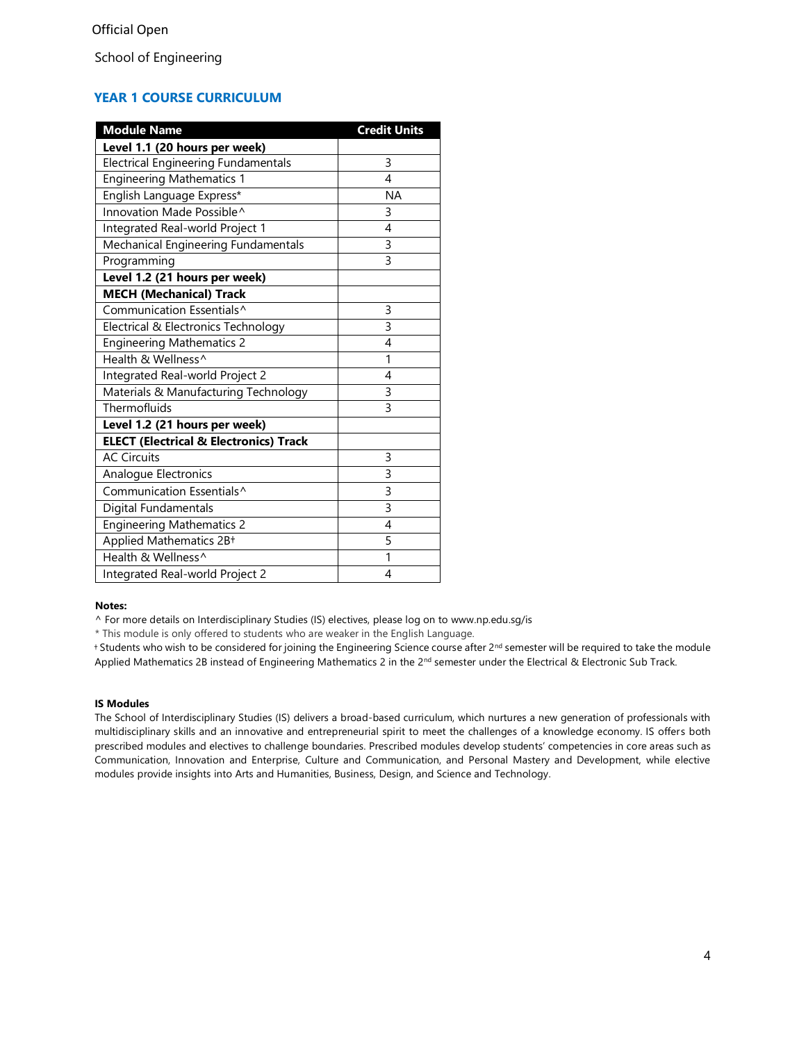Official Open

School of Engineering

## YEAR 1 COURSE CURRICULUM

| Module Name | Credit Units |
|---|---|
| **Level 1.1 (20 hours per week)** | |
| Electrical Engineering Fundamentals | 3 |
| Engineering Mathematics 1 | 4 |
| English Language Express* | NA |
| Innovation Made Possible^ | 3 |
| Integrated Real-world Project 1 | 4 |
| Mechanical Engineering Fundamentals | 3 |
| Programming | 3 |
| **Level 1.2 (21 hours per week)** | |
| **MECH (Mechanical) Track** | |
| Communication Essentials^ | 3 |
| Electrical & Electronics Technology | 3 |
| Engineering Mathematics 2 | 4 |
| Health & Wellness^ | 1 |
| Integrated Real-world Project 2 | 4 |
| Materials & Manufacturing Technology | 3 |
| Thermofluids | 3 |
| **Level 1.2 (21 hours per week)** | |
| **ELECT (Electrical & Electronics) Track** | |
| AC Circuits | 3 |
| Analogue Electronics | 3 |
| Communication Essentials^ | 3 |
| Digital Fundamentals | 3 |
| Engineering Mathematics 2 | 4 |
| Applied Mathematics 2B† | 5 |
| Health & Wellness^ | 1 |
| Integrated Real-world Project 2 | 4 |

**Notes:**

^ For more details on Interdisciplinary Studies (IS) electives, please log on to www.np.edu.sg/is

* This module is only offered to students who are weaker in the English Language.

† Students who wish to be considered for joining the Engineering Science course after 2nd semester will be required to take the module Applied Mathematics 2B instead of Engineering Mathematics 2 in the 2nd semester under the Electrical & Electronic Sub Track.

**IS Modules**

The School of Interdisciplinary Studies (IS) delivers a broad-based curriculum, which nurtures a new generation of professionals with multidisciplinary skills and an innovative and entrepreneurial spirit to meet the challenges of a knowledge economy. IS offers both prescribed modules and electives to challenge boundaries. Prescribed modules develop students' competencies in core areas such as Communication, Innovation and Enterprise, Culture and Communication, and Personal Mastery and Development, while elective modules provide insights into Arts and Humanities, Business, Design, and Science and Technology.